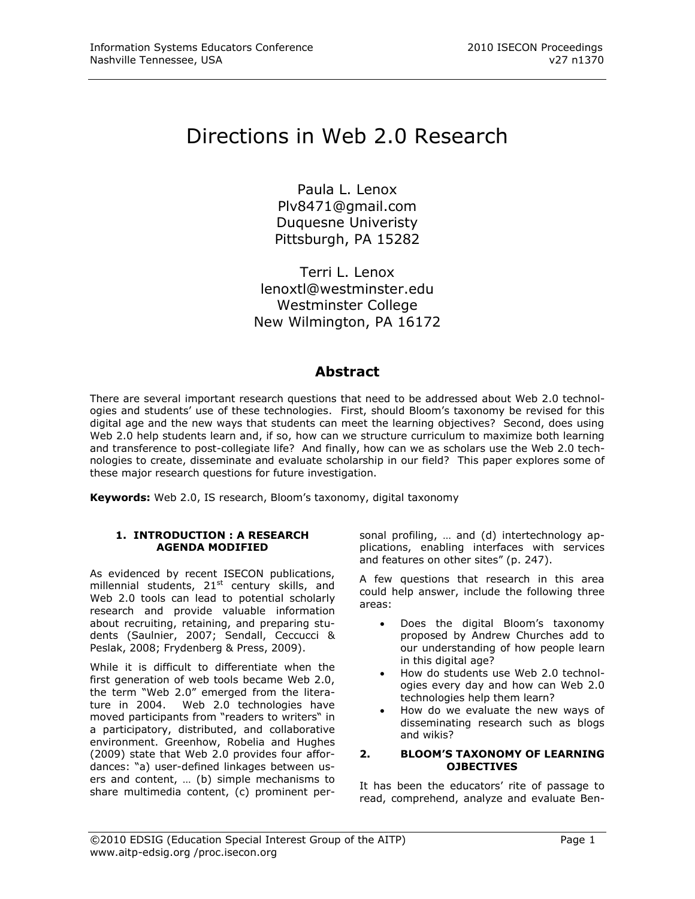# Directions in Web 2.0 Research

Paula L. Lenox
Plv8471@gmail.com
Duquesne Univeristy
Pittsburgh, PA 15282

Terri L. Lenox
lenoxtl@westminster.edu
Westminster College
New Wilmington, PA 16172

## Abstract

There are several important research questions that need to be addressed about Web 2.0 technologies and students' use of these technologies. First, should Bloom's taxonomy be revised for this digital age and the new ways that students can meet the learning objectives? Second, does using Web 2.0 help students learn and, if so, how can we structure curriculum to maximize both learning and transference to post-collegiate life? And finally, how can we as scholars use the Web 2.0 technologies to create, disseminate and evaluate scholarship in our field? This paper explores some of these major research questions for future investigation.

**Keywords:** Web 2.0, IS research, Bloom's taxonomy, digital taxonomy

### 1. INTRODUCTION : A RESEARCH AGENDA MODIFIED

As evidenced by recent ISECON publications, millennial students, 21st century skills, and Web 2.0 tools can lead to potential scholarly research and provide valuable information about recruiting, retaining, and preparing students (Saulnier, 2007; Sendall, Ceccucci & Peslak, 2008; Frydenberg & Press, 2009).

While it is difficult to differentiate when the first generation of web tools became Web 2.0, the term "Web 2.0" emerged from the literature in 2004. Web 2.0 technologies have moved participants from "readers to writers" in a participatory, distributed, and collaborative environment. Greenhow, Robelia and Hughes (2009) state that Web 2.0 provides four affordances: "a) user-defined linkages between users and content, … (b) simple mechanisms to share multimedia content, (c) prominent personal profiling, … and (d) intertechnology applications, enabling interfaces with services and features on other sites" (p. 247).

A few questions that research in this area could help answer, include the following three areas:

- Does the digital Bloom's taxonomy proposed by Andrew Churches add to our understanding of how people learn in this digital age?
- How do students use Web 2.0 technologies every day and how can Web 2.0 technologies help them learn?
- How do we evaluate the new ways of disseminating research such as blogs and wikis?

### 2. BLOOM'S TAXONOMY OF LEARNING OJBECTIVES

It has been the educators' rite of passage to read, comprehend, analyze and evaluate Ben-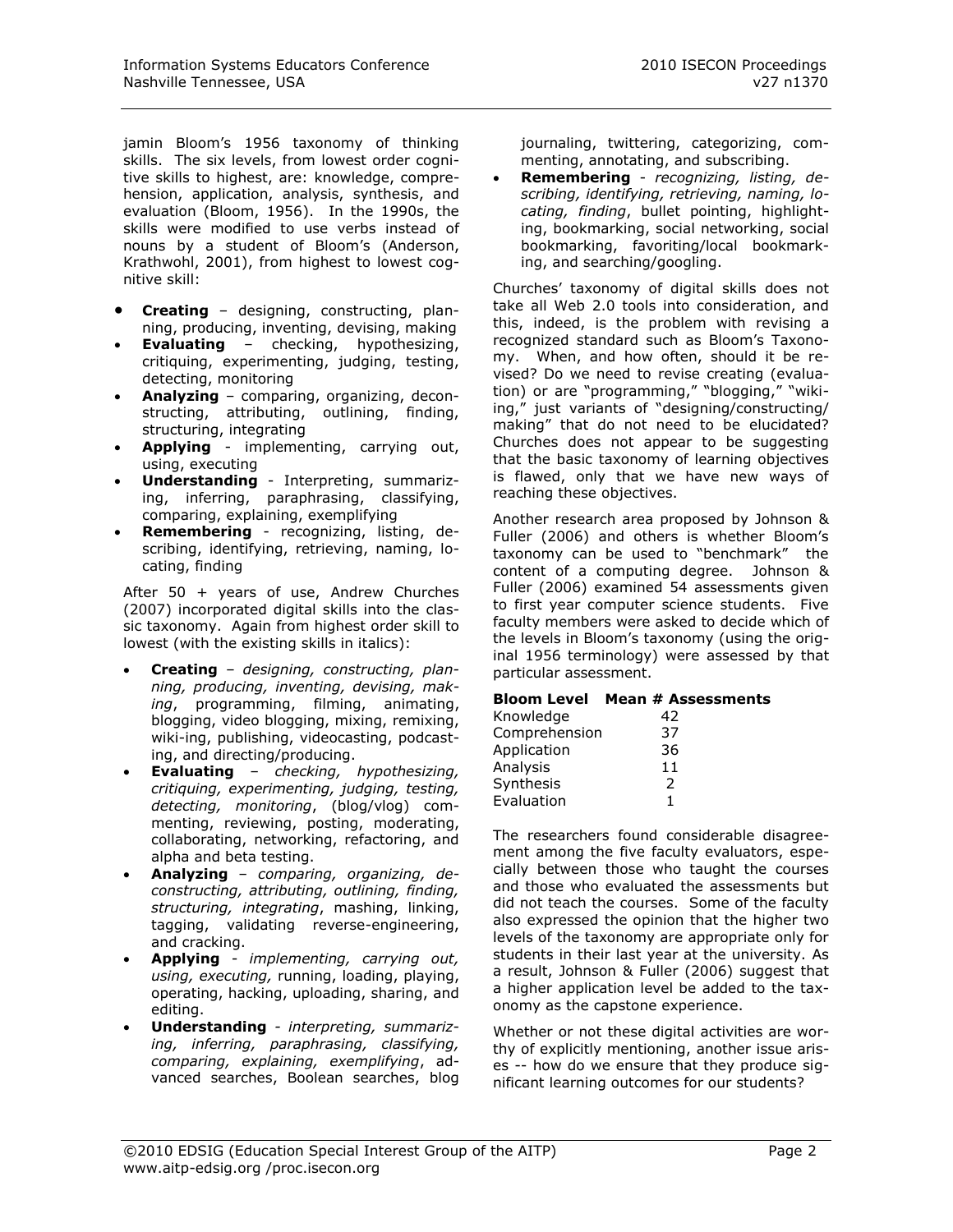jamin Bloom's 1956 taxonomy of thinking skills. The six levels, from lowest order cognitive skills to highest, are: knowledge, comprehension, application, analysis, synthesis, and evaluation (Bloom, 1956). In the 1990s, the skills were modified to use verbs instead of nouns by a student of Bloom's (Anderson, Krathwohl, 2001), from highest to lowest cognitive skill:

- **Creating** – designing, constructing, planning, producing, inventing, devising, making
- **Evaluating** – checking, hypothesizing, critiquing, experimenting, judging, testing, detecting, monitoring
- **Analyzing** – comparing, organizing, deconstructing, attributing, outlining, finding, structuring, integrating
- **Applying** - implementing, carrying out, using, executing
- **Understanding** - Interpreting, summarizing, inferring, paraphrasing, classifying, comparing, explaining, exemplifying
- **Remembering** - recognizing, listing, describing, identifying, retrieving, naming, locating, finding

After 50 + years of use, Andrew Churches (2007) incorporated digital skills into the classic taxonomy. Again from highest order skill to lowest (with the existing skills in italics):

- **Creating** – *designing, constructing, planning, producing, inventing, devising, making*, programming, filming, animating, blogging, video blogging, mixing, remixing, wiki-ing, publishing, videocasting, podcasting, and directing/producing.
- **Evaluating** – *checking, hypothesizing, critiquing, experimenting, judging, testing, detecting, monitoring*, (blog/vlog) commenting, reviewing, posting, moderating, collaborating, networking, refactoring, and alpha and beta testing.
- **Analyzing** – *comparing, organizing, deconstructing, attributing, outlining, finding, structuring, integrating*, mashing, linking, tagging, validating reverse-engineering, and cracking.
- **Applying** - *implementing, carrying out, using, executing,* running, loading, playing, operating, hacking, uploading, sharing, and editing.
- **Understanding** - *interpreting, summarizing, inferring, paraphrasing, classifying, comparing, explaining, exemplifying*, advanced searches, Boolean searches, blog journaling, twittering, categorizing, commenting, annotating, and subscribing.
- **Remembering** - *recognizing, listing, describing, identifying, retrieving, naming, locating, finding*, bullet pointing, highlighting, bookmarking, social networking, social bookmarking, favoriting/local bookmarking, and searching/googling.

Churches' taxonomy of digital skills does not take all Web 2.0 tools into consideration, and this, indeed, is the problem with revising a recognized standard such as Bloom's Taxonomy. When, and how often, should it be revised? Do we need to revise creating (evaluation) or are "programming," "blogging," "wikiing," just variants of "designing/constructing/ making" that do not need to be elucidated? Churches does not appear to be suggesting that the basic taxonomy of learning objectives is flawed, only that we have new ways of reaching these objectives.

Another research area proposed by Johnson & Fuller (2006) and others is whether Bloom's taxonomy can be used to "benchmark" the content of a computing degree. Johnson & Fuller (2006) examined 54 assessments given to first year computer science students. Five faculty members were asked to decide which of the levels in Bloom's taxonomy (using the original 1956 terminology) were assessed by that particular assessment.

| Bloom Level | Mean # Assessments |
|---|---|
| Knowledge | 42 |
| Comprehension | 37 |
| Application | 36 |
| Analysis | 11 |
| Synthesis | 2 |
| Evaluation | 1 |

The researchers found considerable disagreement among the five faculty evaluators, especially between those who taught the courses and those who evaluated the assessments but did not teach the courses. Some of the faculty also expressed the opinion that the higher two levels of the taxonomy are appropriate only for students in their last year at the university. As a result, Johnson & Fuller (2006) suggest that a higher application level be added to the taxonomy as the capstone experience.

Whether or not these digital activities are worthy of explicitly mentioning, another issue arises -- how do we ensure that they produce significant learning outcomes for our students?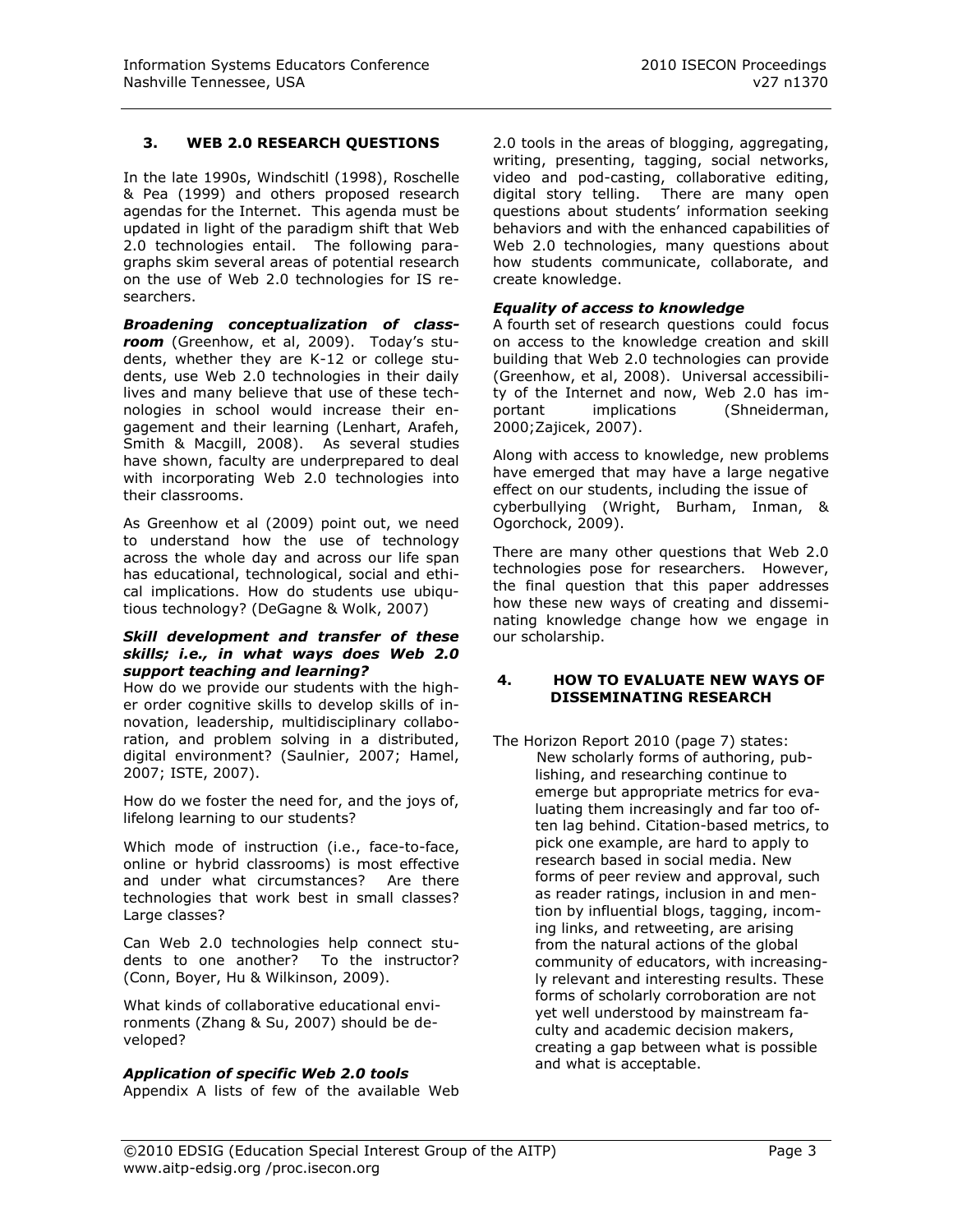## 3. WEB 2.0 RESEARCH QUESTIONS

In the late 1990s, Windschitl (1998), Roschelle & Pea (1999) and others proposed research agendas for the Internet. This agenda must be updated in light of the paradigm shift that Web 2.0 technologies entail. The following paragraphs skim several areas of potential research on the use of Web 2.0 technologies for IS researchers.

***Broadening conceptualization of classroom*** (Greenhow, et al, 2009). Today's students, whether they are K-12 or college students, use Web 2.0 technologies in their daily lives and many believe that use of these technologies in school would increase their engagement and their learning (Lenhart, Arafeh, Smith & Macgill, 2008). As several studies have shown, faculty are underprepared to deal with incorporating Web 2.0 technologies into their classrooms.

As Greenhow et al (2009) point out, we need to understand how the use of technology across the whole day and across our life span has educational, technological, social and ethical implications. How do students use ubiquitous technology? (DeGagne & Wolk, 2007)

***Skill development and transfer of these skills; i.e., in what ways does Web 2.0 support teaching and learning?***

How do we provide our students with the higher order cognitive skills to develop skills of innovation, leadership, multidisciplinary collaboration, and problem solving in a distributed, digital environment? (Saulnier, 2007; Hamel, 2007; ISTE, 2007).

How do we foster the need for, and the joys of, lifelong learning to our students?

Which mode of instruction (i.e., face-to-face, online or hybrid classrooms) is most effective and under what circumstances? Are there technologies that work best in small classes? Large classes?

Can Web 2.0 technologies help connect students to one another? To the instructor? (Conn, Boyer, Hu & Wilkinson, 2009).

What kinds of collaborative educational environments (Zhang & Su, 2007) should be developed?

***Application of specific Web 2.0 tools***

Appendix A lists of few of the available Web 2.0 tools in the areas of blogging, aggregating, writing, presenting, tagging, social networks, video and pod-casting, collaborative editing, digital story telling. There are many open questions about students' information seeking behaviors and with the enhanced capabilities of Web 2.0 technologies, many questions about how students communicate, collaborate, and create knowledge.

***Equality of access to knowledge***

A fourth set of research questions could focus on access to the knowledge creation and skill building that Web 2.0 technologies can provide (Greenhow, et al, 2008). Universal accessibility of the Internet and now, Web 2.0 has important implications (Shneiderman, 2000;Zajicek, 2007).

Along with access to knowledge, new problems have emerged that may have a large negative effect on our students, including the issue of cyberbullying (Wright, Burham, Inman, & Ogorchock, 2009).

There are many other questions that Web 2.0 technologies pose for researchers. However, the final question that this paper addresses how these new ways of creating and disseminating knowledge change how we engage in our scholarship.

## 4. HOW TO EVALUATE NEW WAYS OF DISSEMINATING RESEARCH

The Horizon Report 2010 (page 7) states:

> New scholarly forms of authoring, publishing, and researching continue to emerge but appropriate metrics for evaluating them increasingly and far too often lag behind. Citation-based metrics, to pick one example, are hard to apply to research based in social media. New forms of peer review and approval, such as reader ratings, inclusion in and mention by influential blogs, tagging, incoming links, and retweeting, are arising from the natural actions of the global community of educators, with increasingly relevant and interesting results. These forms of scholarly corroboration are not yet well understood by mainstream faculty and academic decision makers, creating a gap between what is possible and what is acceptable.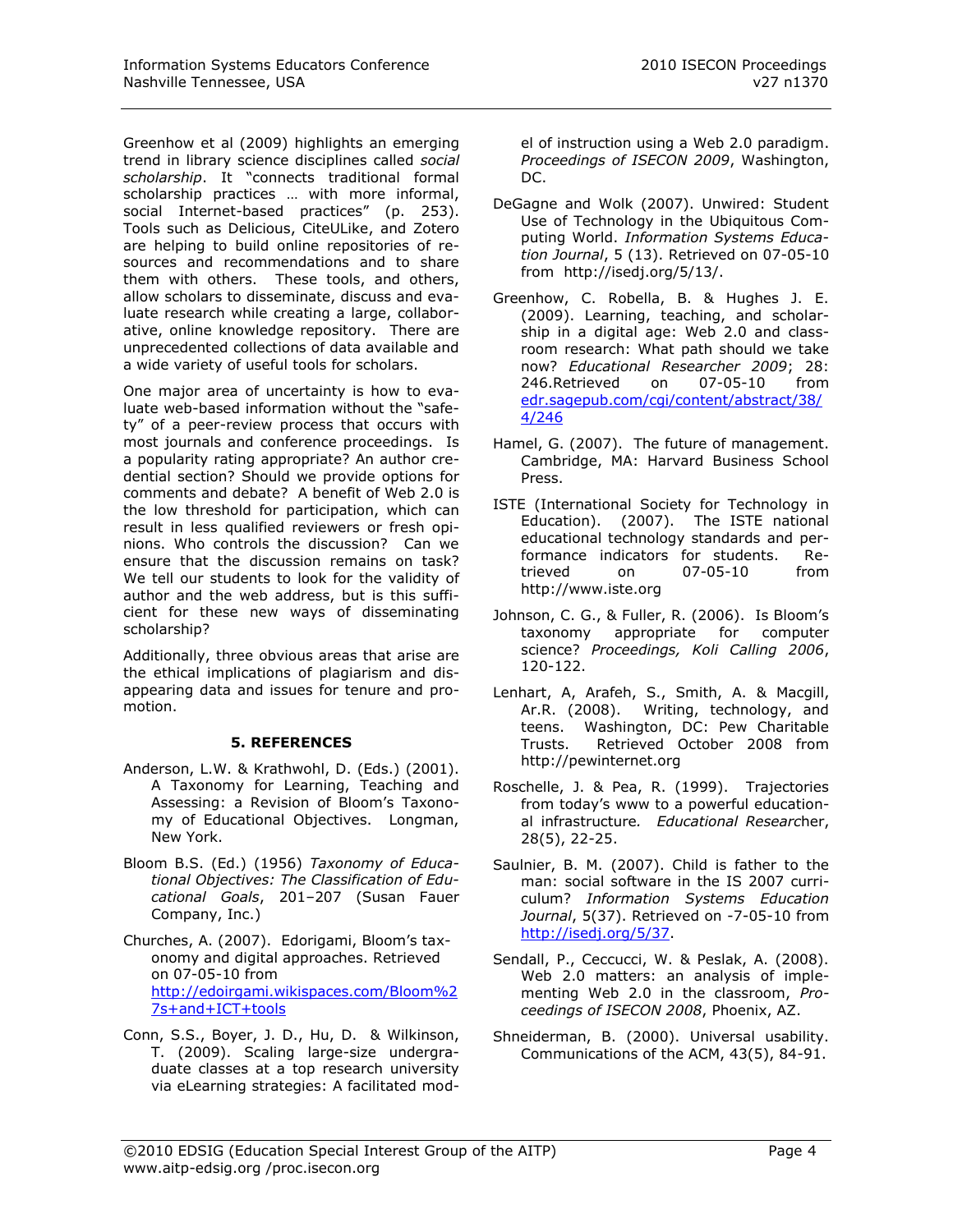Greenhow et al (2009) highlights an emerging trend in library science disciplines called *social scholarship*. It "connects traditional formal scholarship practices … with more informal, social Internet-based practices" (p. 253). Tools such as Delicious, CiteULike, and Zotero are helping to build online repositories of resources and recommendations and to share them with others. These tools, and others, allow scholars to disseminate, discuss and evaluate research while creating a large, collaborative, online knowledge repository. There are unprecedented collections of data available and a wide variety of useful tools for scholars.

One major area of uncertainty is how to evaluate web-based information without the "safety" of a peer-review process that occurs with most journals and conference proceedings. Is a popularity rating appropriate? An author credential section? Should we provide options for comments and debate? A benefit of Web 2.0 is the low threshold for participation, which can result in less qualified reviewers or fresh opinions. Who controls the discussion? Can we ensure that the discussion remains on task? We tell our students to look for the validity of author and the web address, but is this sufficient for these new ways of disseminating scholarship?

Additionally, three obvious areas that arise are the ethical implications of plagiarism and disappearing data and issues for tenure and promotion.

## 5. REFERENCES

Anderson, L.W. & Krathwohl, D. (Eds.) (2001). A Taxonomy for Learning, Teaching and Assessing: a Revision of Bloom's Taxonomy of Educational Objectives. Longman, New York.

Bloom B.S. (Ed.) (1956) *Taxonomy of Educational Objectives: The Classification of Educational Goals*, 201–207 (Susan Fauer Company, Inc.)

Churches, A. (2007). Edorigami, Bloom's taxonomy and digital approaches. Retrieved on 07-05-10 from http://edoirgami.wikispaces.com/Bloom%27s+and+ICT+tools

Conn, S.S., Boyer, J. D., Hu, D. & Wilkinson, T. (2009). Scaling large-size undergraduate classes at a top research university via eLearning strategies: A facilitated model of instruction using a Web 2.0 paradigm. *Proceedings of ISECON 2009*, Washington, DC.

DeGagne and Wolk (2007). Unwired: Student Use of Technology in the Ubiquitous Computing World. *Information Systems Education Journal*, 5 (13). Retrieved on 07-05-10 from http://isedj.org/5/13/.

Greenhow, C. Robella, B. & Hughes J. E. (2009). Learning, teaching, and scholarship in a digital age: Web 2.0 and classroom research: What path should we take now? *Educational Researcher 2009*; 28: 246.Retrieved on 07-05-10 from edr.sagepub.com/cgi/content/abstract/38/4/246

Hamel, G. (2007). The future of management. Cambridge, MA: Harvard Business School Press.

ISTE (International Society for Technology in Education). (2007). The ISTE national educational technology standards and performance indicators for students. Retrieved on 07-05-10 from http://www.iste.org

Johnson, C. G., & Fuller, R. (2006). Is Bloom's taxonomy appropriate for computer science? *Proceedings, Koli Calling 2006*, 120-122.

Lenhart, A, Arafeh, S., Smith, A. & Macgill, Ar.R. (2008). Writing, technology, and teens. Washington, DC: Pew Charitable Trusts. Retrieved October 2008 from http://pewinternet.org

Roschelle, J. & Pea, R. (1999). Trajectories from today's www to a powerful educational infrastructure. *Educational Researcher*, 28(5), 22-25.

Saulnier, B. M. (2007). Child is father to the man: social software in the IS 2007 curriculum? *Information Systems Education Journal*, 5(37). Retrieved on -7-05-10 from http://isedj.org/5/37.

Sendall, P., Ceccucci, W. & Peslak, A. (2008). Web 2.0 matters: an analysis of implementing Web 2.0 in the classroom, *Proceedings of ISECON 2008*, Phoenix, AZ.

Shneiderman, B. (2000). Universal usability. Communications of the ACM, 43(5), 84-91.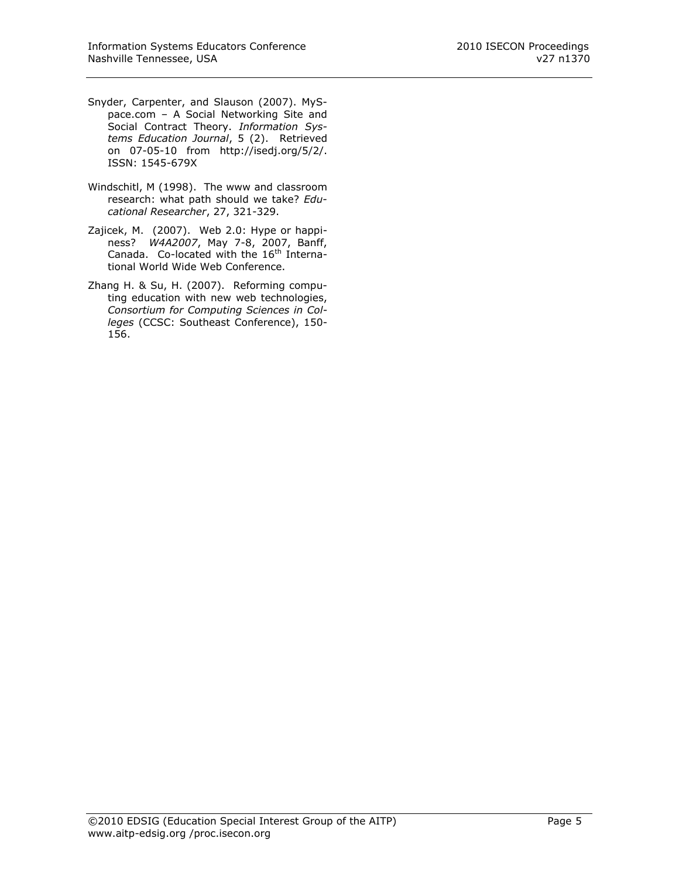Snyder, Carpenter, and Slauson (2007). MySpace.com – A Social Networking Site and Social Contract Theory. *Information Systems Education Journal*, 5 (2). Retrieved on 07-05-10 from http://isedj.org/5/2/. ISSN: 1545-679X

Windschitl, M (1998). The www and classroom research: what path should we take? *Educational Researcher*, 27, 321-329.

Zajicek, M. (2007). Web 2.0: Hype or happiness? *W4A2007*, May 7-8, 2007, Banff, Canada. Co-located with the 16th International World Wide Web Conference.

Zhang H. & Su, H. (2007). Reforming computing education with new web technologies, *Consortium for Computing Sciences in Colleges* (CCSC: Southeast Conference), 150-156.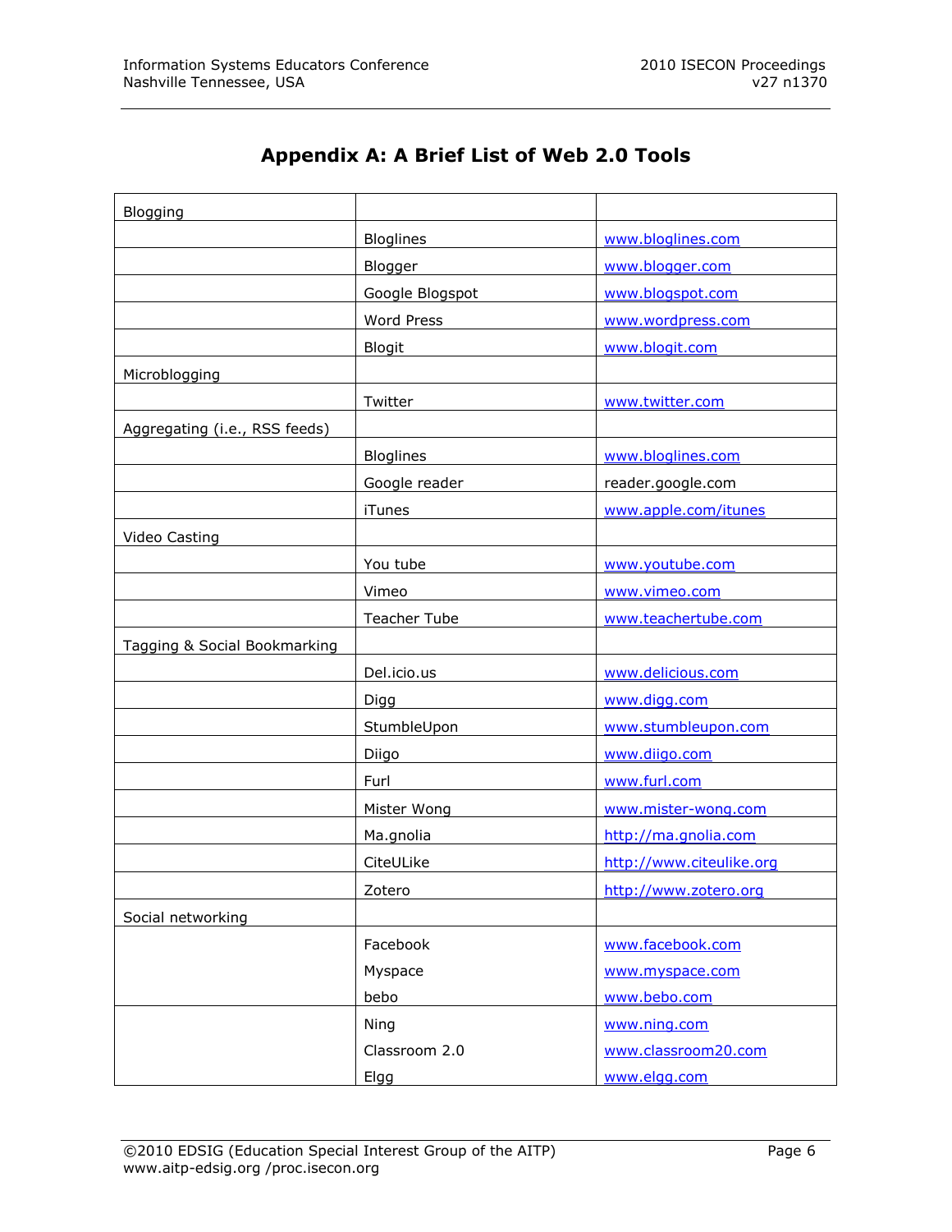## Appendix A: A Brief List of Web 2.0 Tools

| Blogging | | |
|---|---|---|
| | Bloglines | www.bloglines.com |
| | Blogger | www.blogger.com |
| | Google Blogspot | www.blogspot.com |
| | Word Press | www.wordpress.com |
| | Blogit | www.blogit.com |
| Microblogging | | |
| | Twitter | www.twitter.com |
| Aggregating (i.e., RSS feeds) | | |
| | Bloglines | www.bloglines.com |
| | Google reader | reader.google.com |
| | iTunes | www.apple.com/itunes |
| Video Casting | | |
| | You tube | www.youtube.com |
| | Vimeo | www.vimeo.com |
| | Teacher Tube | www.teachertube.com |
| Tagging & Social Bookmarking | | |
| | Del.icio.us | www.delicious.com |
| | Digg | www.digg.com |
| | StumbleUpon | www.stumbleupon.com |
| | Diigo | www.diigo.com |
| | Furl | www.furl.com |
| | Mister Wong | www.mister-wong.com |
| | Ma.gnolia | http://ma.gnolia.com |
| | CiteULike | http://www.citeulike.org |
| | Zotero | http://www.zotero.org |
| Social networking | | |
| | Facebook<br>Myspace<br>bebo | www.facebook.com<br>www.myspace.com<br>www.bebo.com |
| | Ning<br>Classroom 2.0<br>Elgg | www.ning.com<br>www.classroom20.com<br>www.elgg.com |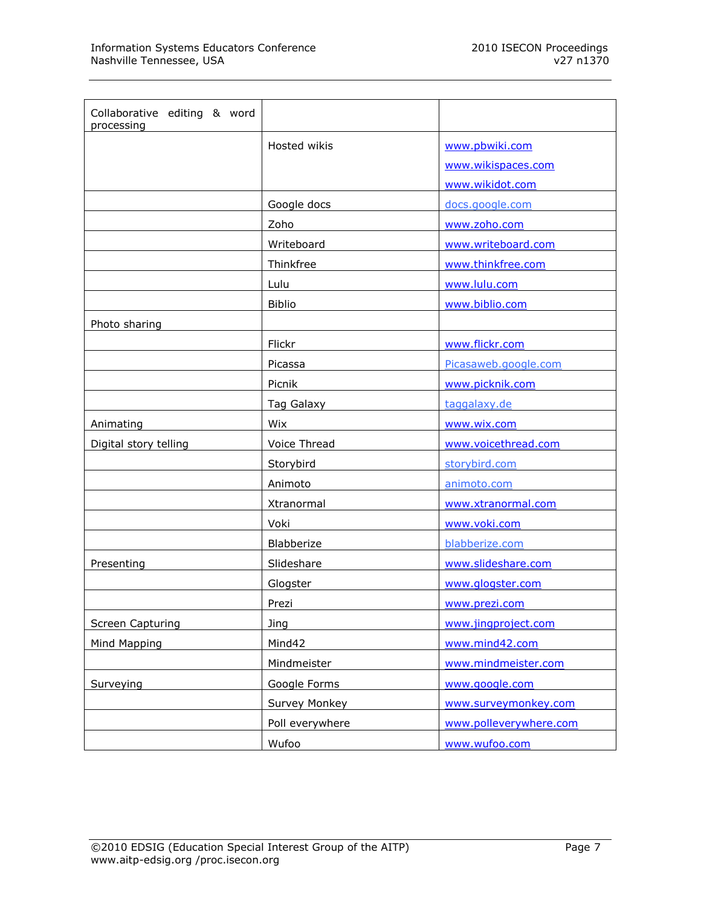| | | |
|---|---|---|
| Collaborative editing & word processing | | |
| | Hosted wikis | www.pbwiki.com<br>www.wikispaces.com<br>www.wikidot.com |
| | Google docs | docs.google.com |
| | Zoho | www.zoho.com |
| | Writeboard | www.writeboard.com |
| | Thinkfree | www.thinkfree.com |
| | Lulu | www.lulu.com |
| | Biblio | www.biblio.com |
| Photo sharing | | |
| | Flickr | www.flickr.com |
| | Picassa | Picasaweb.google.com |
| | Picnik | www.picknik.com |
| | Tag Galaxy | taggalaxy.de |
| Animating | Wix | www.wix.com |
| Digital story telling | Voice Thread | www.voicethread.com |
| | Storybird | storybird.com |
| | Animoto | animoto.com |
| | Xtranormal | www.xtranormal.com |
| | Voki | www.voki.com |
| | Blabberize | blabberize.com |
| Presenting | Slideshare | www.slideshare.com |
| | Glogster | www.glogster.com |
| | Prezi | www.prezi.com |
| Screen Capturing | Jing | www.jingproject.com |
| Mind Mapping | Mind42 | www.mind42.com |
| | Mindmeister | www.mindmeister.com |
| Surveying | Google Forms | www.google.com |
| | Survey Monkey | www.surveymonkey.com |
| | Poll everywhere | www.polleverywhere.com |
| | Wufoo | www.wufoo.com |